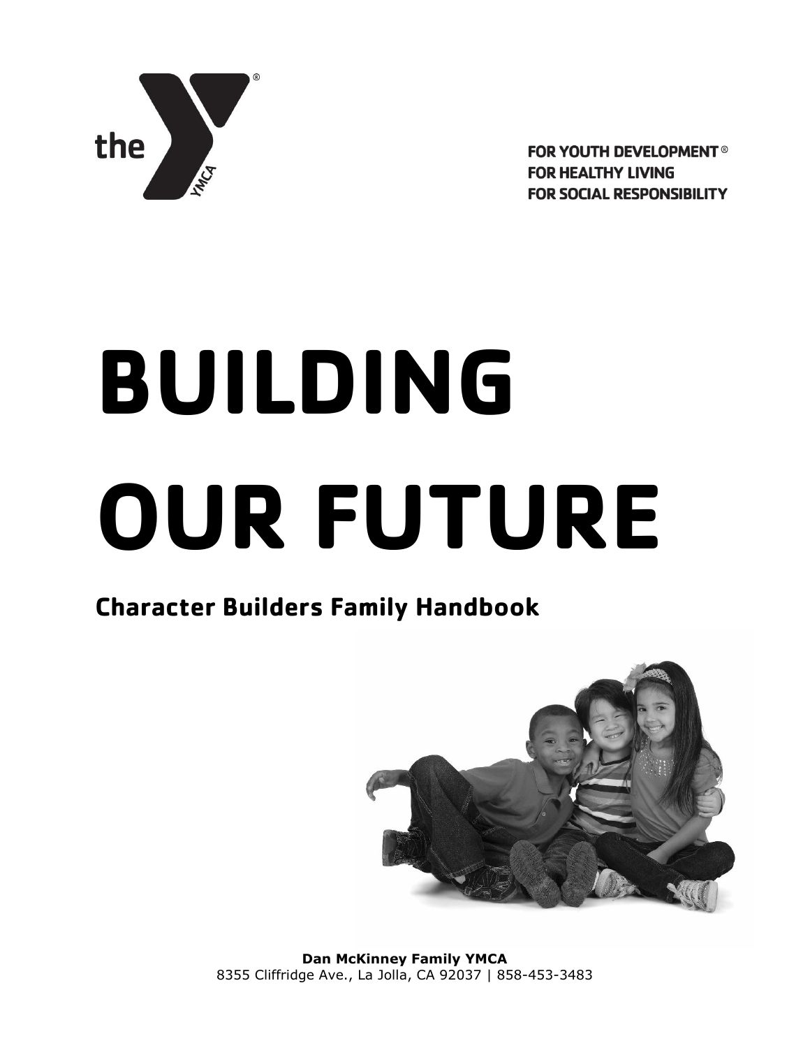FOR YOUTH DEVELOPMENT®
FOR HEALTHY LIVING
FOR SOCIAL RESPONSIBILITY

# BUILDING OUR FUTURE

## Character Builders Family Handbook

**Dan McKinney Family YMCA**
8355 Cliffridge Ave., La Jolla, CA 92037 | 858-453-3483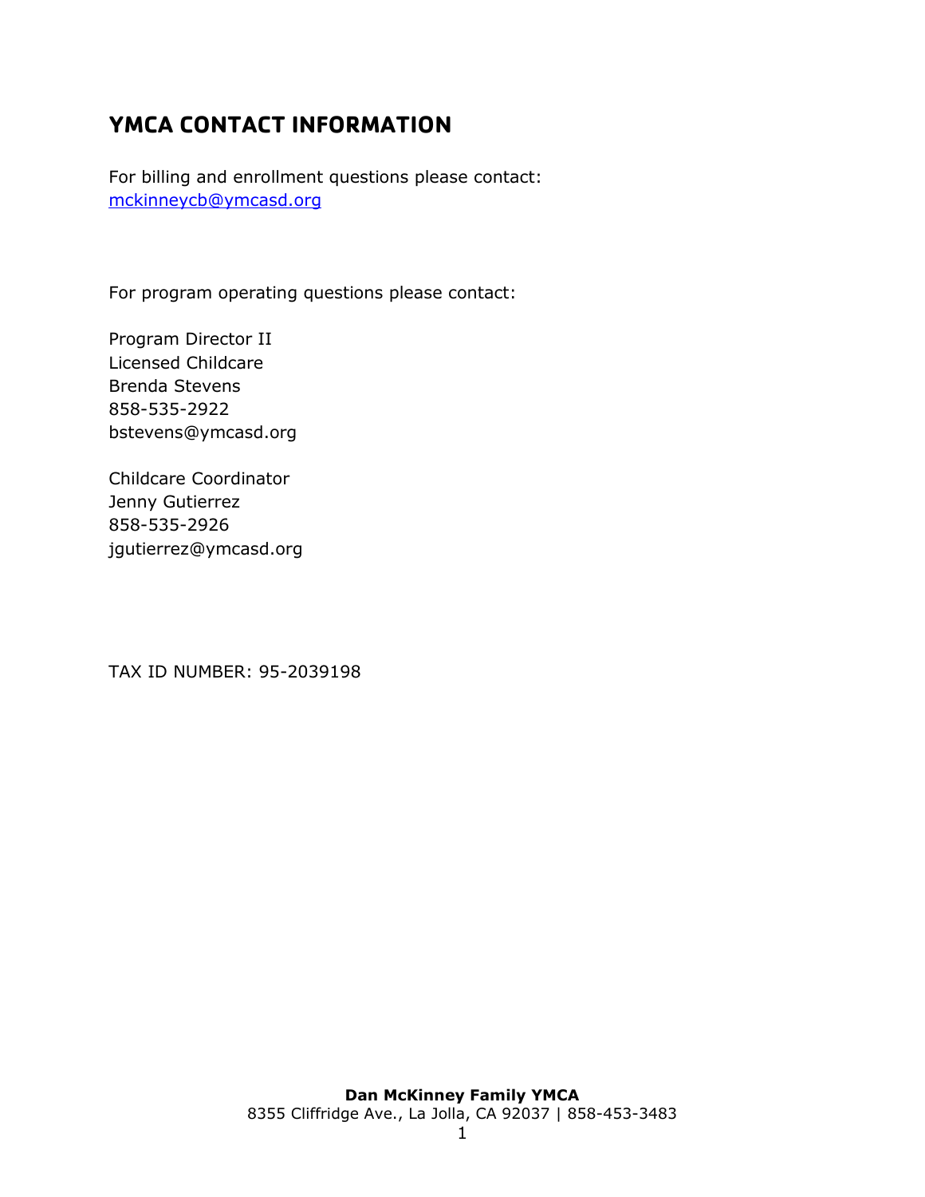## YMCA CONTACT INFORMATION

For billing and enrollment questions please contact:
mckinneycb@ymcasd.org

For program operating questions please contact:

Program Director II
Licensed Childcare
Brenda Stevens
858-535-2922
bstevens@ymcasd.org

Childcare Coordinator
Jenny Gutierrez
858-535-2926
jgutierrez@ymcasd.org

TAX ID NUMBER: 95-2039198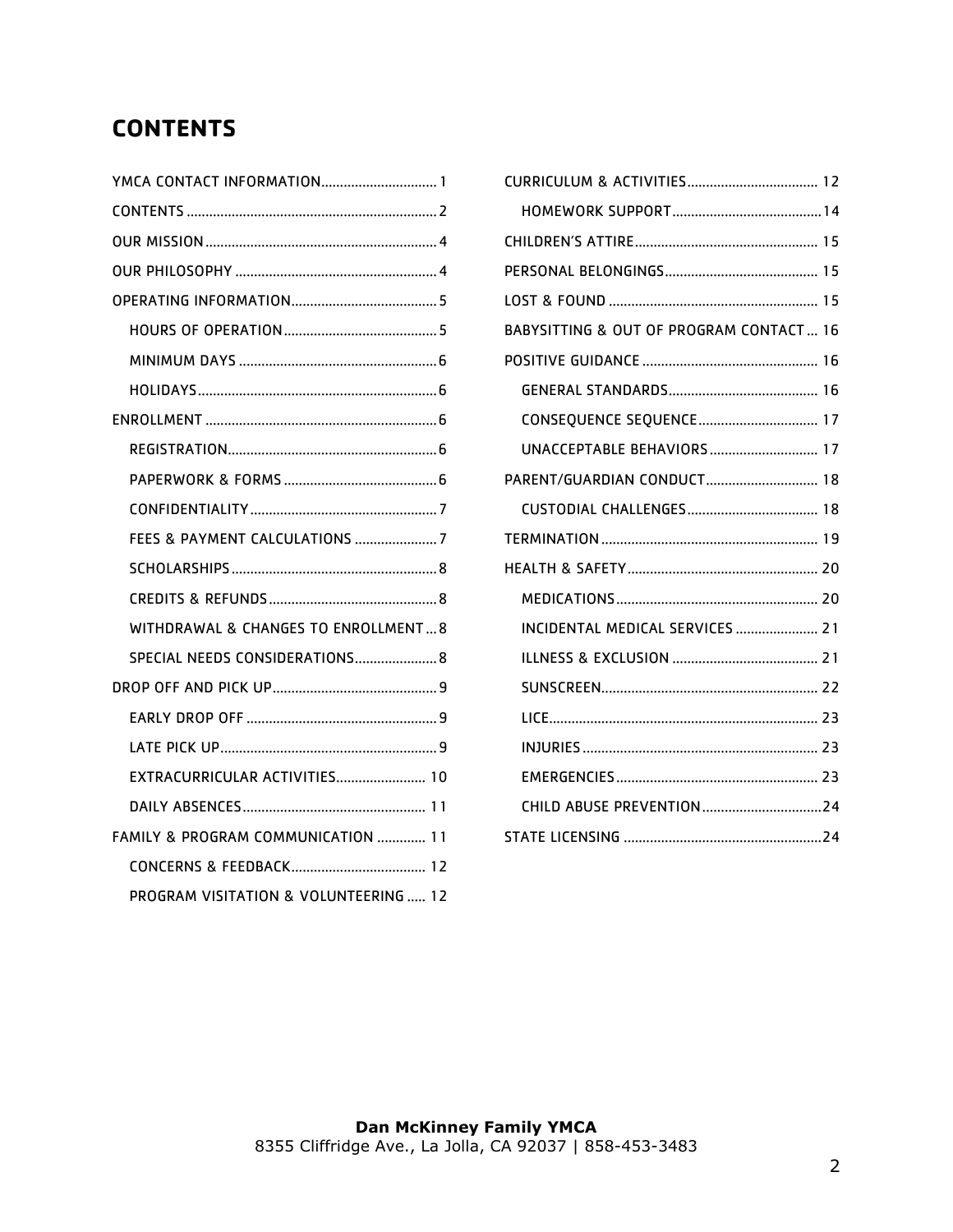# CONTENTS

- YMCA CONTACT INFORMATION .......... 1
- CONTENTS .......... 2
- OUR MISSION .......... 4
- OUR PHILOSOPHY .......... 4
- OPERATING INFORMATION .......... 5
  - HOURS OF OPERATION .......... 5
  - MINIMUM DAYS .......... 6
  - HOLIDAYS .......... 6
- ENROLLMENT .......... 6
  - REGISTRATION .......... 6
  - PAPERWORK & FORMS .......... 6
  - CONFIDENTIALITY .......... 7
  - FEES & PAYMENT CALCULATIONS .......... 7
  - SCHOLARSHIPS .......... 8
  - CREDITS & REFUNDS .......... 8
  - WITHDRAWAL & CHANGES TO ENROLLMENT .......... 8
  - SPECIAL NEEDS CONSIDERATIONS .......... 8
- DROP OFF AND PICK UP .......... 9
  - EARLY DROP OFF .......... 9
  - LATE PICK UP .......... 9
  - EXTRACURRICULAR ACTIVITIES .......... 10
  - DAILY ABSENCES .......... 11
- FAMILY & PROGRAM COMMUNICATION .......... 11
  - CONCERNS & FEEDBACK .......... 12
  - PROGRAM VISITATION & VOLUNTEERING .......... 12
- CURRICULUM & ACTIVITIES .......... 12
  - HOMEWORK SUPPORT .......... 14
- CHILDREN'S ATTIRE .......... 15
- PERSONAL BELONGINGS .......... 15
- LOST & FOUND .......... 15
- BABYSITTING & OUT OF PROGRAM CONTACT .......... 16
- POSITIVE GUIDANCE .......... 16
  - GENERAL STANDARDS .......... 16
  - CONSEQUENCE SEQUENCE .......... 17
  - UNACCEPTABLE BEHAVIORS .......... 17
- PARENT/GUARDIAN CONDUCT .......... 18
  - CUSTODIAL CHALLENGES .......... 18
- TERMINATION .......... 19
- HEALTH & SAFETY .......... 20
  - MEDICATIONS .......... 20
  - INCIDENTAL MEDICAL SERVICES .......... 21
  - ILLNESS & EXCLUSION .......... 21
  - SUNSCREEN .......... 22
  - LICE .......... 23
  - INJURIES .......... 23
  - EMERGENCIES .......... 23
  - CHILD ABUSE PREVENTION .......... 24
- STATE LICENSING .......... 24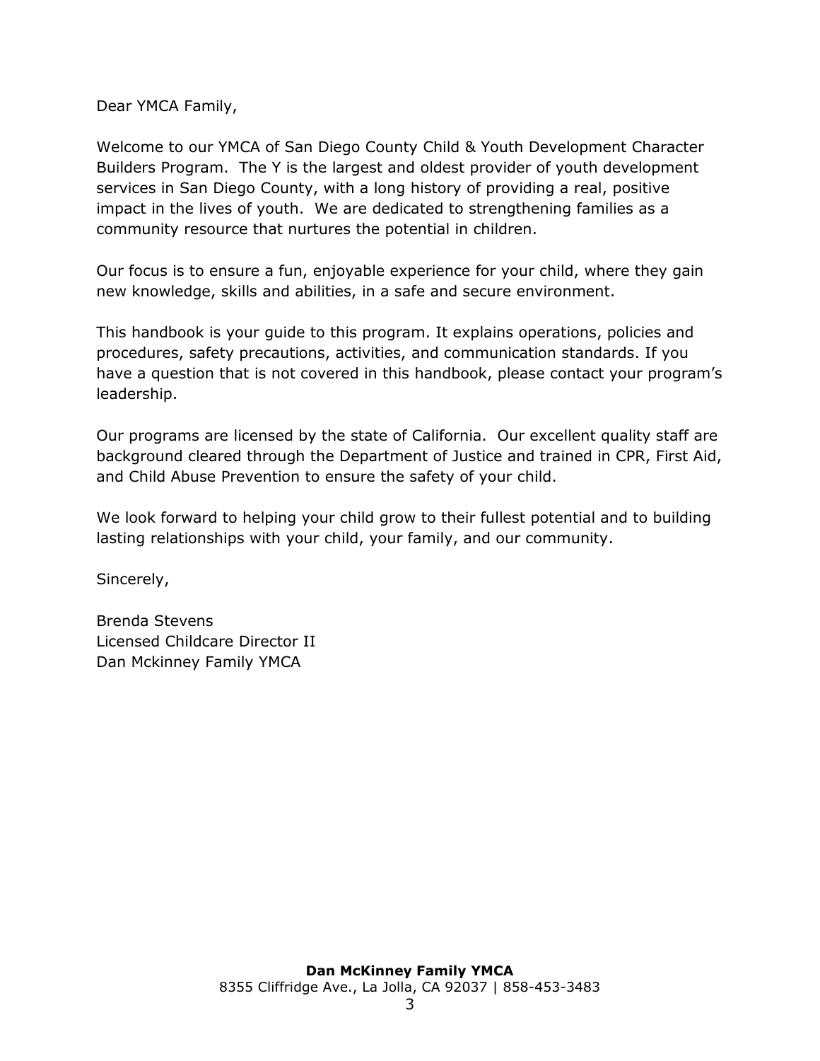Dear YMCA Family,

Welcome to our YMCA of San Diego County Child & Youth Development Character Builders Program. The Y is the largest and oldest provider of youth development services in San Diego County, with a long history of providing a real, positive impact in the lives of youth. We are dedicated to strengthening families as a community resource that nurtures the potential in children.

Our focus is to ensure a fun, enjoyable experience for your child, where they gain new knowledge, skills and abilities, in a safe and secure environment.

This handbook is your guide to this program. It explains operations, policies and procedures, safety precautions, activities, and communication standards. If you have a question that is not covered in this handbook, please contact your program's leadership.

Our programs are licensed by the state of California. Our excellent quality staff are background cleared through the Department of Justice and trained in CPR, First Aid, and Child Abuse Prevention to ensure the safety of your child.

We look forward to helping your child grow to their fullest potential and to building lasting relationships with your child, your family, and our community.

Sincerely,

Brenda Stevens
Licensed Childcare Director II
Dan Mckinney Family YMCA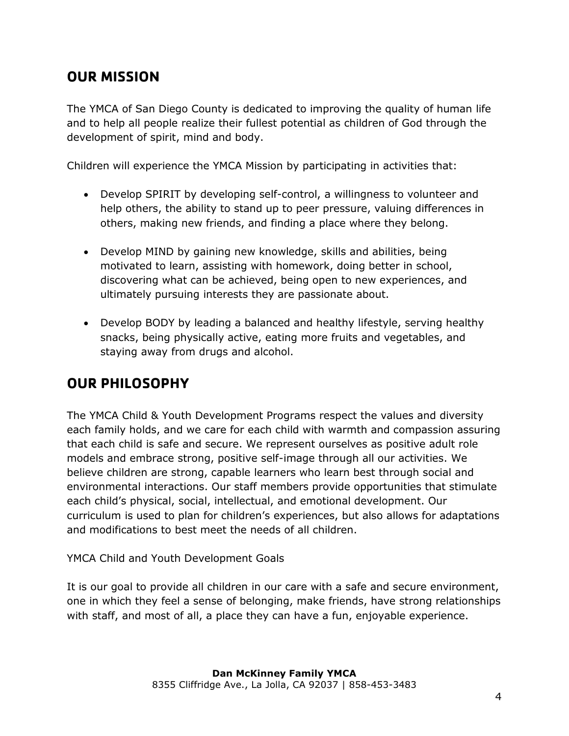## OUR MISSION

The YMCA of San Diego County is dedicated to improving the quality of human life and to help all people realize their fullest potential as children of God through the development of spirit, mind and body.

Children will experience the YMCA Mission by participating in activities that:

- Develop SPIRIT by developing self-control, a willingness to volunteer and help others, the ability to stand up to peer pressure, valuing differences in others, making new friends, and finding a place where they belong.

- Develop MIND by gaining new knowledge, skills and abilities, being motivated to learn, assisting with homework, doing better in school, discovering what can be achieved, being open to new experiences, and ultimately pursuing interests they are passionate about.

- Develop BODY by leading a balanced and healthy lifestyle, serving healthy snacks, being physically active, eating more fruits and vegetables, and staying away from drugs and alcohol.

## OUR PHILOSOPHY

The YMCA Child & Youth Development Programs respect the values and diversity each family holds, and we care for each child with warmth and compassion assuring that each child is safe and secure. We represent ourselves as positive adult role models and embrace strong, positive self-image through all our activities. We believe children are strong, capable learners who learn best through social and environmental interactions. Our staff members provide opportunities that stimulate each child's physical, social, intellectual, and emotional development. Our curriculum is used to plan for children's experiences, but also allows for adaptations and modifications to best meet the needs of all children.

YMCA Child and Youth Development Goals

It is our goal to provide all children in our care with a safe and secure environment, one in which they feel a sense of belonging, make friends, have strong relationships with staff, and most of all, a place they can have a fun, enjoyable experience.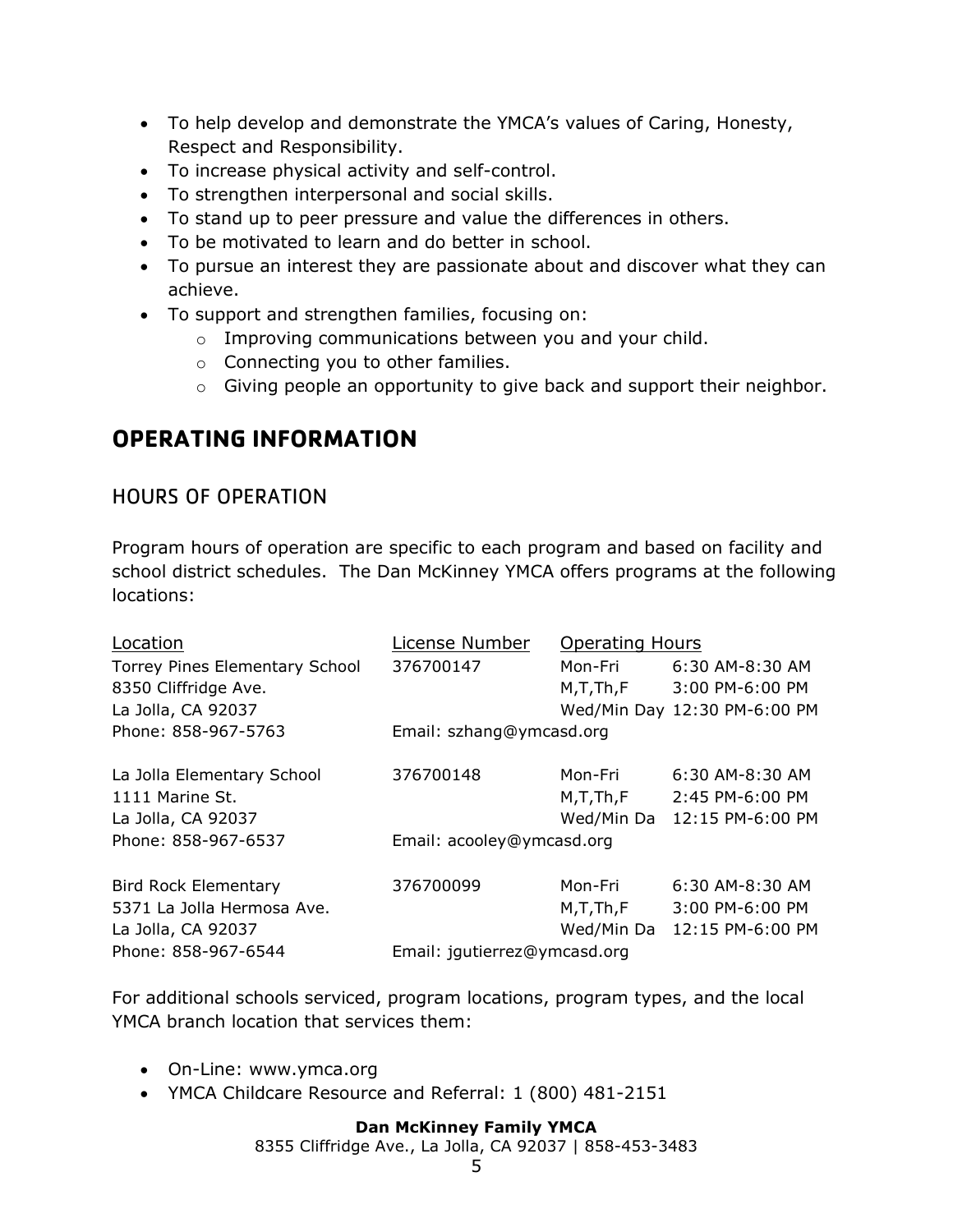- To help develop and demonstrate the YMCA's values of Caring, Honesty, Respect and Responsibility.
- To increase physical activity and self-control.
- To strengthen interpersonal and social skills.
- To stand up to peer pressure and value the differences in others.
- To be motivated to learn and do better in school.
- To pursue an interest they are passionate about and discover what they can achieve.
- To support and strengthen families, focusing on:
  - Improving communications between you and your child.
  - Connecting you to other families.
  - Giving people an opportunity to give back and support their neighbor.

# OPERATING INFORMATION

## HOURS OF OPERATION

Program hours of operation are specific to each program and based on facility and school district schedules. The Dan McKinney YMCA offers programs at the following locations:

| Location | License Number | Operating Hours | |
|---|---|---|---|
| Torrey Pines Elementary School | 376700147 | Mon-Fri | 6:30 AM-8:30 AM |
| 8350 Cliffridge Ave. | | M,T,Th,F | 3:00 PM-6:00 PM |
| La Jolla, CA 92037 | | Wed/Min Day | 12:30 PM-6:00 PM |
| Phone: 858-967-5763 | Email: szhang@ymcasd.org | | |
| La Jolla Elementary School | 376700148 | Mon-Fri | 6:30 AM-8:30 AM |
| 1111 Marine St. | | M,T,Th,F | 2:45 PM-6:00 PM |
| La Jolla, CA 92037 | | Wed/Min Da | 12:15 PM-6:00 PM |
| Phone: 858-967-6537 | Email: acooley@ymcasd.org | | |
| Bird Rock Elementary | 376700099 | Mon-Fri | 6:30 AM-8:30 AM |
| 5371 La Jolla Hermosa Ave. | | M,T,Th,F | 3:00 PM-6:00 PM |
| La Jolla, CA 92037 | | Wed/Min Da | 12:15 PM-6:00 PM |
| Phone: 858-967-6544 | Email: jgutierrez@ymcasd.org | | |

For additional schools serviced, program locations, program types, and the local YMCA branch location that services them:

- On-Line: www.ymca.org
- YMCA Childcare Resource and Referral: 1 (800) 481-2151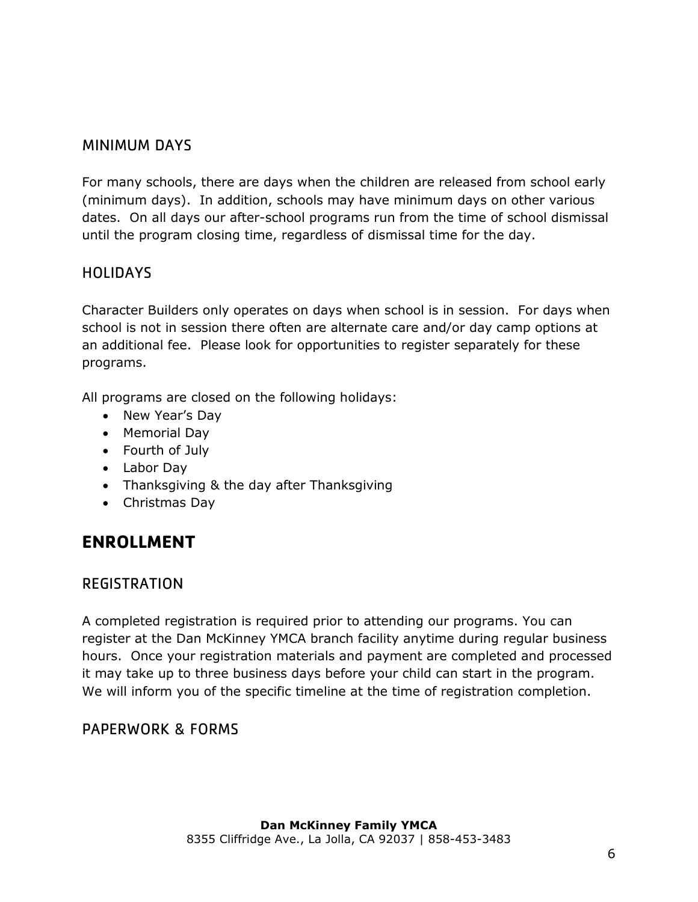### MINIMUM DAYS

For many schools, there are days when the children are released from school early (minimum days). In addition, schools may have minimum days on other various dates. On all days our after-school programs run from the time of school dismissal until the program closing time, regardless of dismissal time for the day.

### HOLIDAYS

Character Builders only operates on days when school is in session. For days when school is not in session there often are alternate care and/or day camp options at an additional fee. Please look for opportunities to register separately for these programs.

All programs are closed on the following holidays:

- New Year's Day
- Memorial Day
- Fourth of July
- Labor Day
- Thanksgiving & the day after Thanksgiving
- Christmas Day

## ENROLLMENT

### REGISTRATION

A completed registration is required prior to attending our programs. You can register at the Dan McKinney YMCA branch facility anytime during regular business hours. Once your registration materials and payment are completed and processed it may take up to three business days before your child can start in the program. We will inform you of the specific timeline at the time of registration completion.

### PAPERWORK & FORMS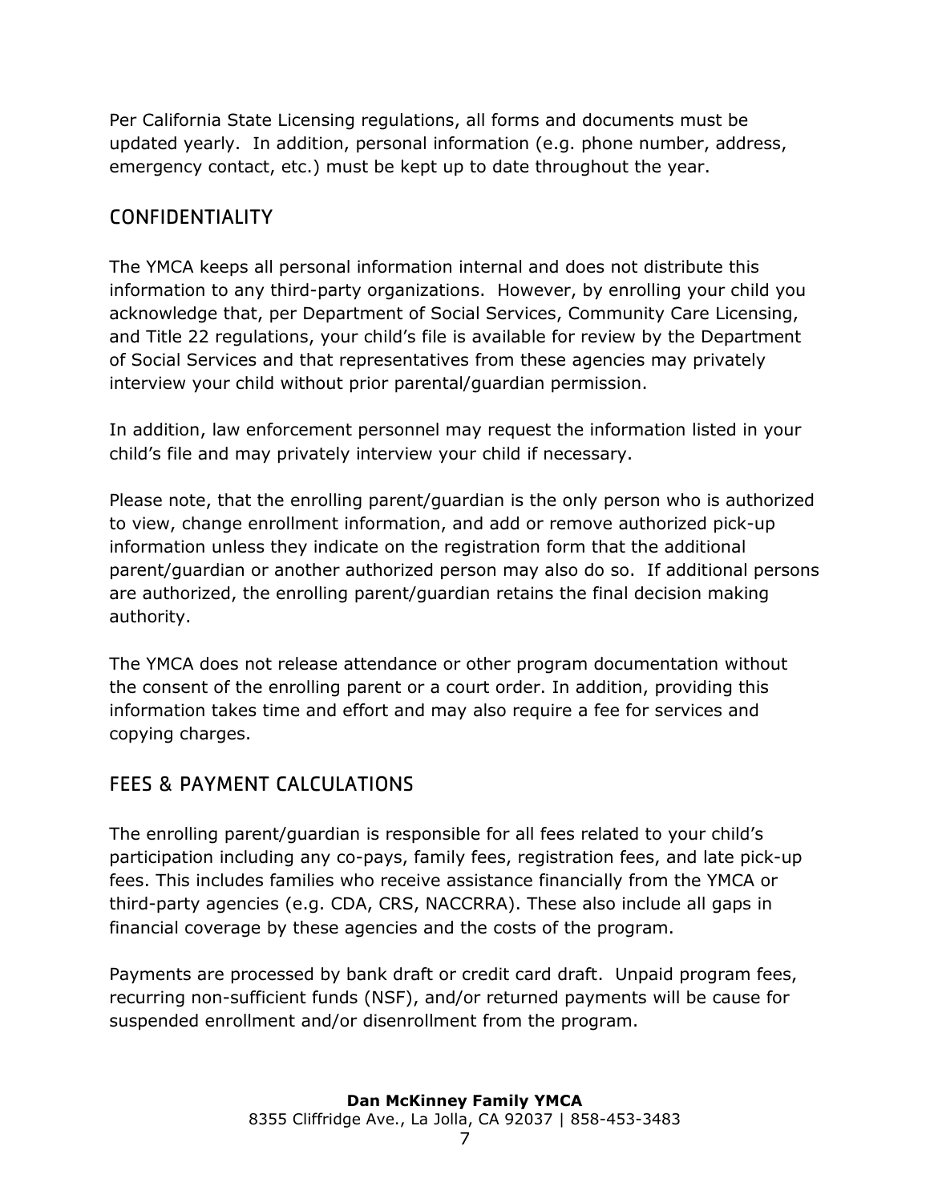Per California State Licensing regulations, all forms and documents must be updated yearly. In addition, personal information (e.g. phone number, address, emergency contact, etc.) must be kept up to date throughout the year.

## CONFIDENTIALITY

The YMCA keeps all personal information internal and does not distribute this information to any third-party organizations. However, by enrolling your child you acknowledge that, per Department of Social Services, Community Care Licensing, and Title 22 regulations, your child's file is available for review by the Department of Social Services and that representatives from these agencies may privately interview your child without prior parental/guardian permission.

In addition, law enforcement personnel may request the information listed in your child's file and may privately interview your child if necessary.

Please note, that the enrolling parent/guardian is the only person who is authorized to view, change enrollment information, and add or remove authorized pick-up information unless they indicate on the registration form that the additional parent/guardian or another authorized person may also do so. If additional persons are authorized, the enrolling parent/guardian retains the final decision making authority.

The YMCA does not release attendance or other program documentation without the consent of the enrolling parent or a court order. In addition, providing this information takes time and effort and may also require a fee for services and copying charges.

## FEES & PAYMENT CALCULATIONS

The enrolling parent/guardian is responsible for all fees related to your child's participation including any co-pays, family fees, registration fees, and late pick-up fees. This includes families who receive assistance financially from the YMCA or third-party agencies (e.g. CDA, CRS, NACCRRA). These also include all gaps in financial coverage by these agencies and the costs of the program.

Payments are processed by bank draft or credit card draft. Unpaid program fees, recurring non-sufficient funds (NSF), and/or returned payments will be cause for suspended enrollment and/or disenrollment from the program.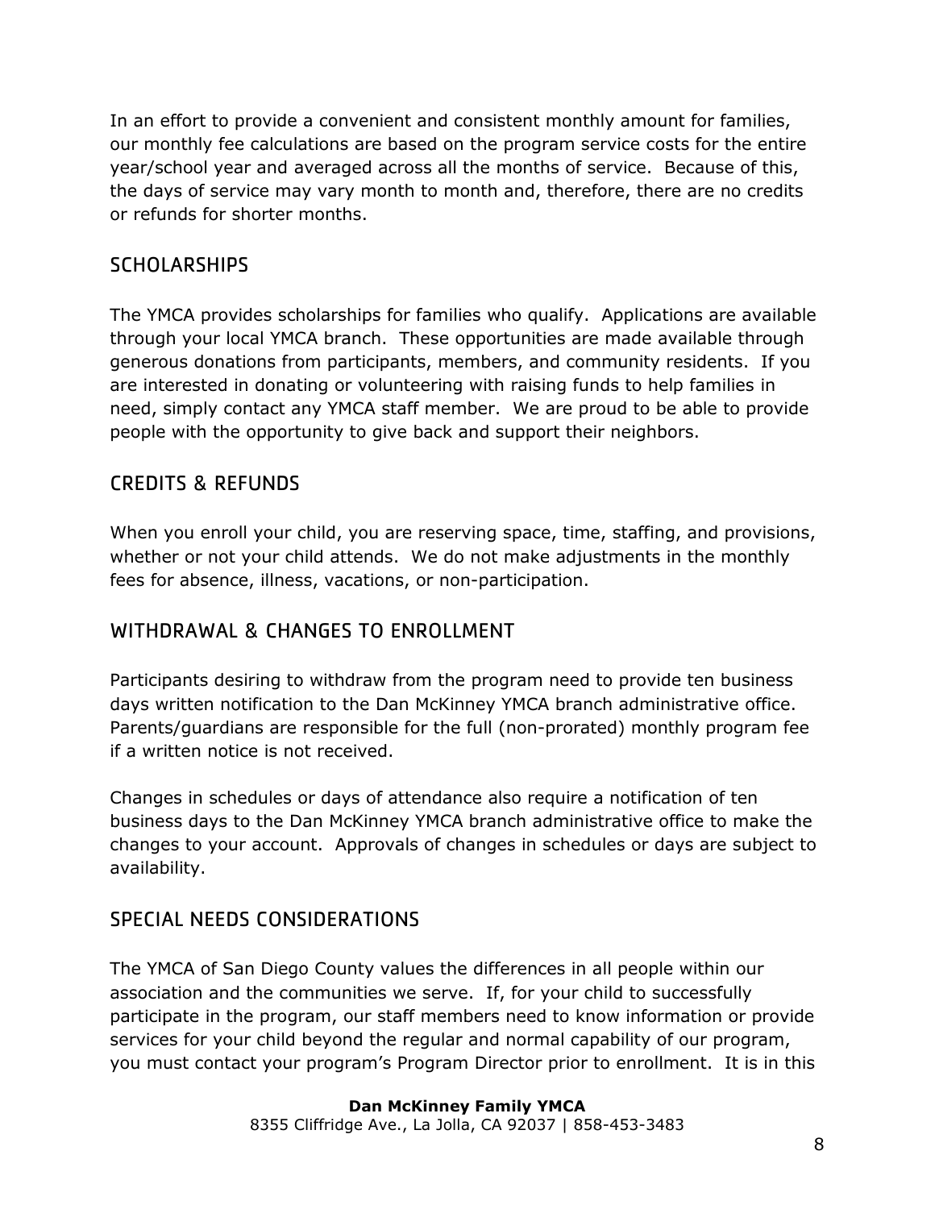In an effort to provide a convenient and consistent monthly amount for families, our monthly fee calculations are based on the program service costs for the entire year/school year and averaged across all the months of service. Because of this, the days of service may vary month to month and, therefore, there are no credits or refunds for shorter months.

## SCHOLARSHIPS

The YMCA provides scholarships for families who qualify. Applications are available through your local YMCA branch. These opportunities are made available through generous donations from participants, members, and community residents. If you are interested in donating or volunteering with raising funds to help families in need, simply contact any YMCA staff member. We are proud to be able to provide people with the opportunity to give back and support their neighbors.

## CREDITS & REFUNDS

When you enroll your child, you are reserving space, time, staffing, and provisions, whether or not your child attends. We do not make adjustments in the monthly fees for absence, illness, vacations, or non-participation.

## WITHDRAWAL & CHANGES TO ENROLLMENT

Participants desiring to withdraw from the program need to provide ten business days written notification to the Dan McKinney YMCA branch administrative office. Parents/guardians are responsible for the full (non-prorated) monthly program fee if a written notice is not received.

Changes in schedules or days of attendance also require a notification of ten business days to the Dan McKinney YMCA branch administrative office to make the changes to your account. Approvals of changes in schedules or days are subject to availability.

## SPECIAL NEEDS CONSIDERATIONS

The YMCA of San Diego County values the differences in all people within our association and the communities we serve. If, for your child to successfully participate in the program, our staff members need to know information or provide services for your child beyond the regular and normal capability of our program, you must contact your program's Program Director prior to enrollment. It is in this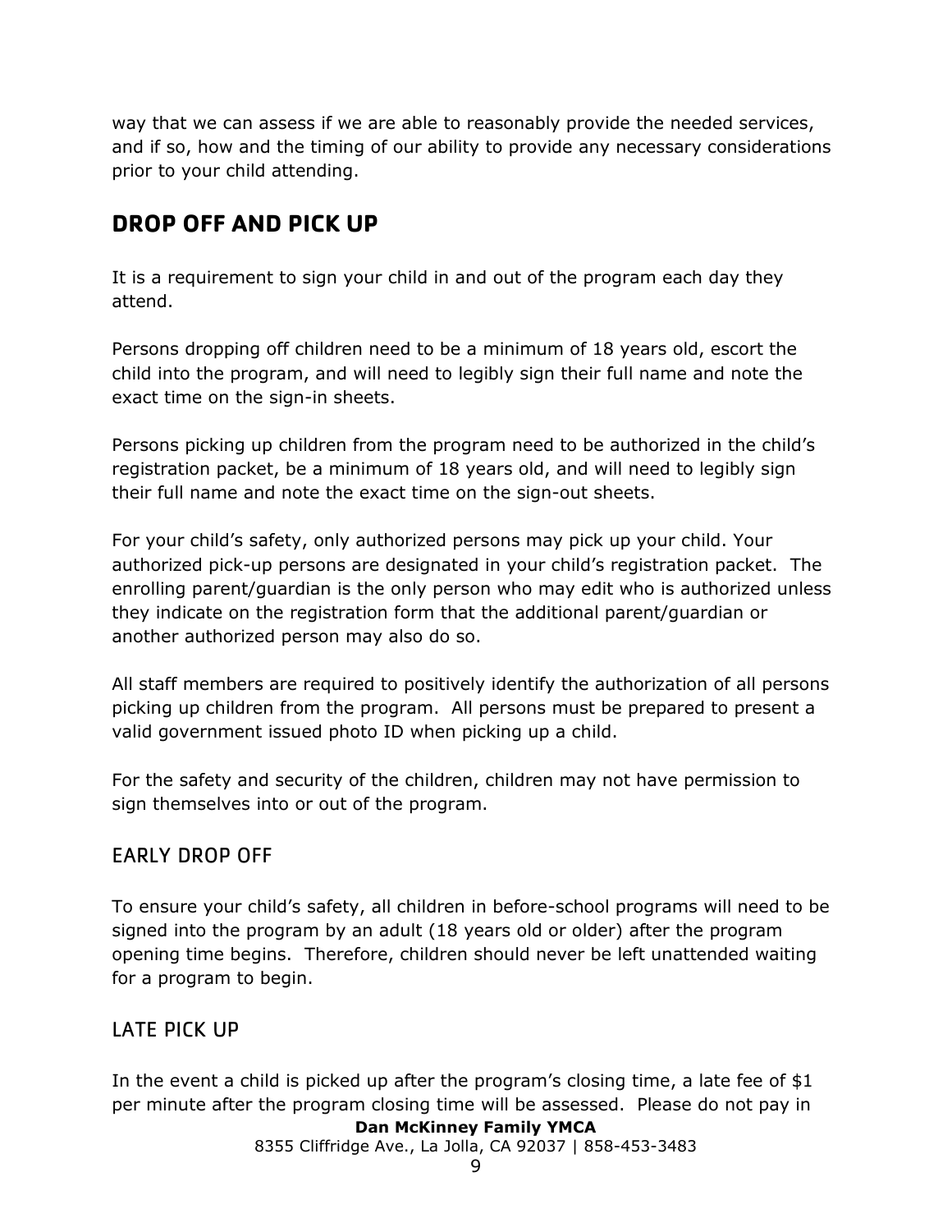way that we can assess if we are able to reasonably provide the needed services, and if so, how and the timing of our ability to provide any necessary considerations prior to your child attending.

## DROP OFF AND PICK UP

It is a requirement to sign your child in and out of the program each day they attend.

Persons dropping off children need to be a minimum of 18 years old, escort the child into the program, and will need to legibly sign their full name and note the exact time on the sign-in sheets.

Persons picking up children from the program need to be authorized in the child's registration packet, be a minimum of 18 years old, and will need to legibly sign their full name and note the exact time on the sign-out sheets.

For your child's safety, only authorized persons may pick up your child. Your authorized pick-up persons are designated in your child's registration packet. The enrolling parent/guardian is the only person who may edit who is authorized unless they indicate on the registration form that the additional parent/guardian or another authorized person may also do so.

All staff members are required to positively identify the authorization of all persons picking up children from the program. All persons must be prepared to present a valid government issued photo ID when picking up a child.

For the safety and security of the children, children may not have permission to sign themselves into or out of the program.

### EARLY DROP OFF

To ensure your child's safety, all children in before-school programs will need to be signed into the program by an adult (18 years old or older) after the program opening time begins. Therefore, children should never be left unattended waiting for a program to begin.

### LATE PICK UP

In the event a child is picked up after the program's closing time, a late fee of $1 per minute after the program closing time will be assessed. Please do not pay in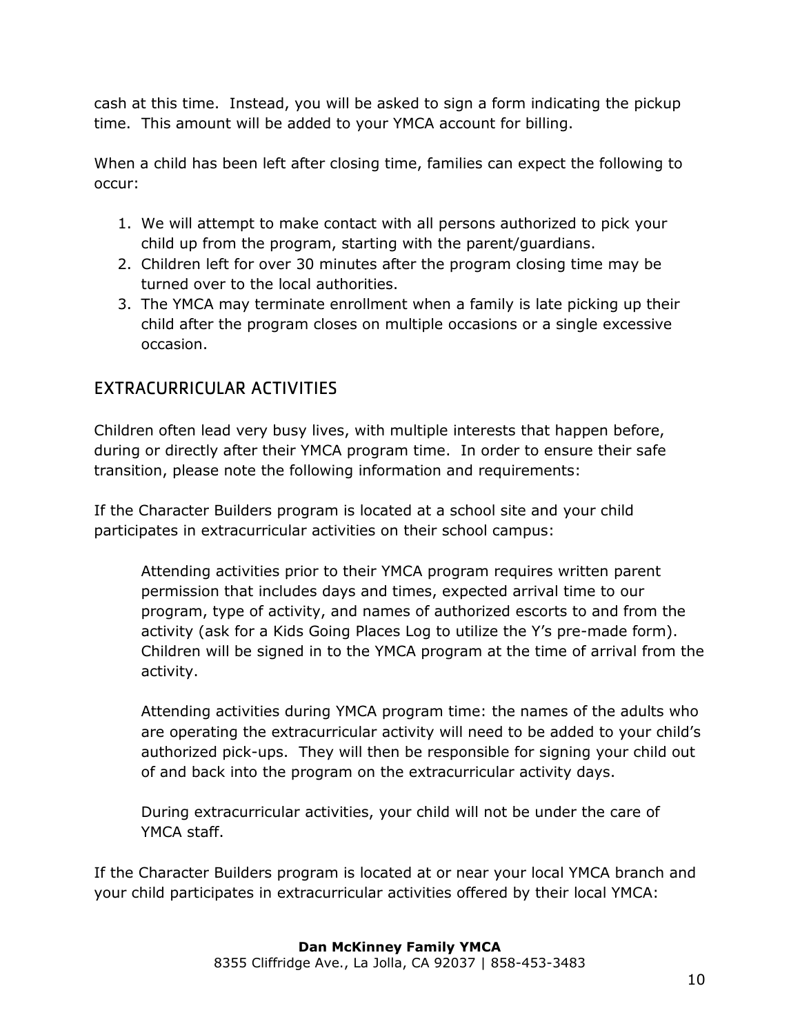cash at this time. Instead, you will be asked to sign a form indicating the pickup time. This amount will be added to your YMCA account for billing.

When a child has been left after closing time, families can expect the following to occur:

1. We will attempt to make contact with all persons authorized to pick your child up from the program, starting with the parent/guardians.
2. Children left for over 30 minutes after the program closing time may be turned over to the local authorities.
3. The YMCA may terminate enrollment when a family is late picking up their child after the program closes on multiple occasions or a single excessive occasion.

## EXTRACURRICULAR ACTIVITIES

Children often lead very busy lives, with multiple interests that happen before, during or directly after their YMCA program time. In order to ensure their safe transition, please note the following information and requirements:

If the Character Builders program is located at a school site and your child participates in extracurricular activities on their school campus:

> Attending activities prior to their YMCA program requires written parent permission that includes days and times, expected arrival time to our program, type of activity, and names of authorized escorts to and from the activity (ask for a Kids Going Places Log to utilize the Y's pre-made form). Children will be signed in to the YMCA program at the time of arrival from the activity.
>
> Attending activities during YMCA program time: the names of the adults who are operating the extracurricular activity will need to be added to your child's authorized pick-ups. They will then be responsible for signing your child out of and back into the program on the extracurricular activity days.
>
> During extracurricular activities, your child will not be under the care of YMCA staff.

If the Character Builders program is located at or near your local YMCA branch and your child participates in extracurricular activities offered by their local YMCA: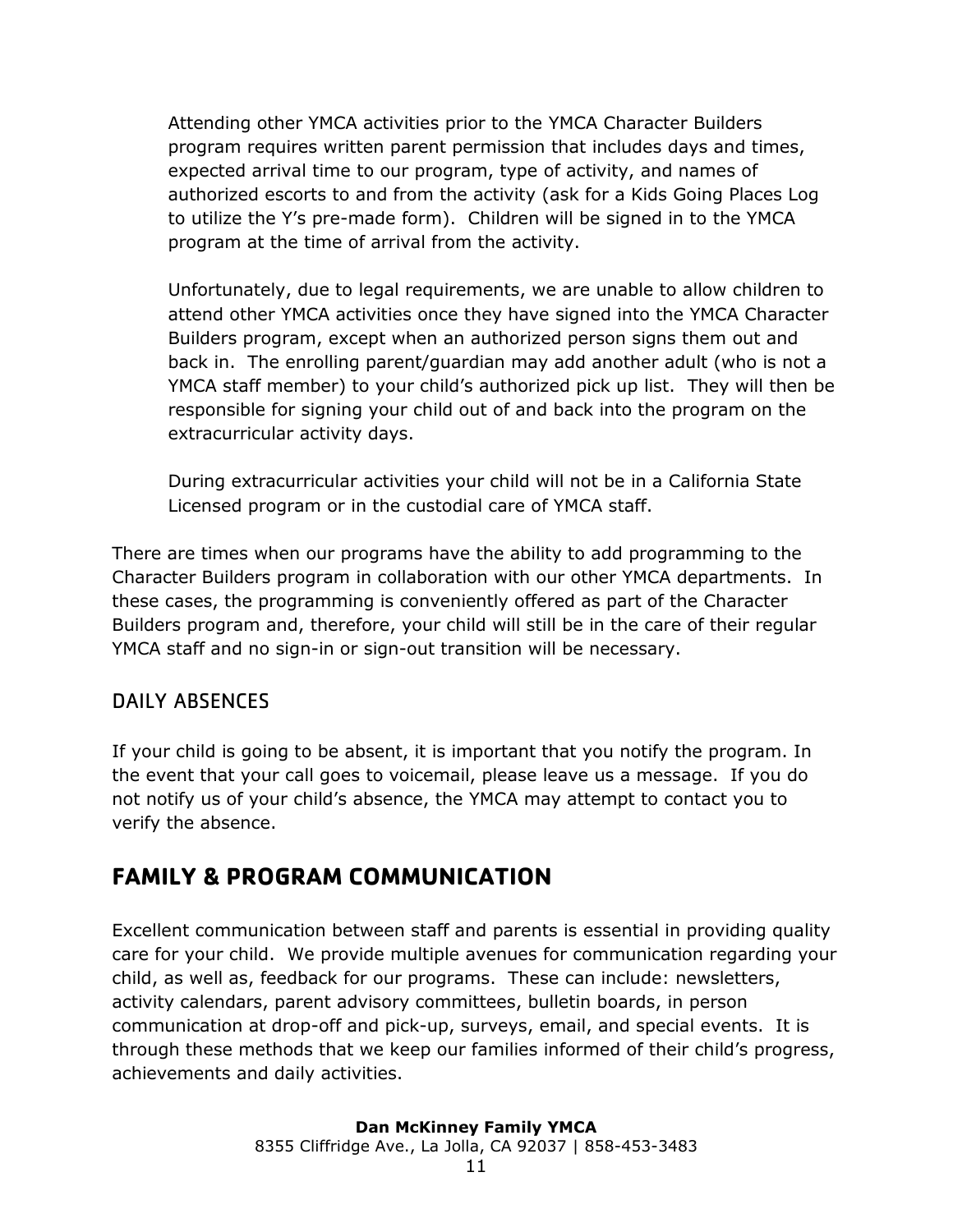Attending other YMCA activities prior to the YMCA Character Builders program requires written parent permission that includes days and times, expected arrival time to our program, type of activity, and names of authorized escorts to and from the activity (ask for a Kids Going Places Log to utilize the Y's pre-made form). Children will be signed in to the YMCA program at the time of arrival from the activity.

Unfortunately, due to legal requirements, we are unable to allow children to attend other YMCA activities once they have signed into the YMCA Character Builders program, except when an authorized person signs them out and back in. The enrolling parent/guardian may add another adult (who is not a YMCA staff member) to your child's authorized pick up list. They will then be responsible for signing your child out of and back into the program on the extracurricular activity days.

During extracurricular activities your child will not be in a California State Licensed program or in the custodial care of YMCA staff.

There are times when our programs have the ability to add programming to the Character Builders program in collaboration with our other YMCA departments. In these cases, the programming is conveniently offered as part of the Character Builders program and, therefore, your child will still be in the care of their regular YMCA staff and no sign-in or sign-out transition will be necessary.

### DAILY ABSENCES

If your child is going to be absent, it is important that you notify the program. In the event that your call goes to voicemail, please leave us a message. If you do not notify us of your child's absence, the YMCA may attempt to contact you to verify the absence.

## FAMILY & PROGRAM COMMUNICATION

Excellent communication between staff and parents is essential in providing quality care for your child. We provide multiple avenues for communication regarding your child, as well as, feedback for our programs. These can include: newsletters, activity calendars, parent advisory committees, bulletin boards, in person communication at drop-off and pick-up, surveys, email, and special events. It is through these methods that we keep our families informed of their child's progress, achievements and daily activities.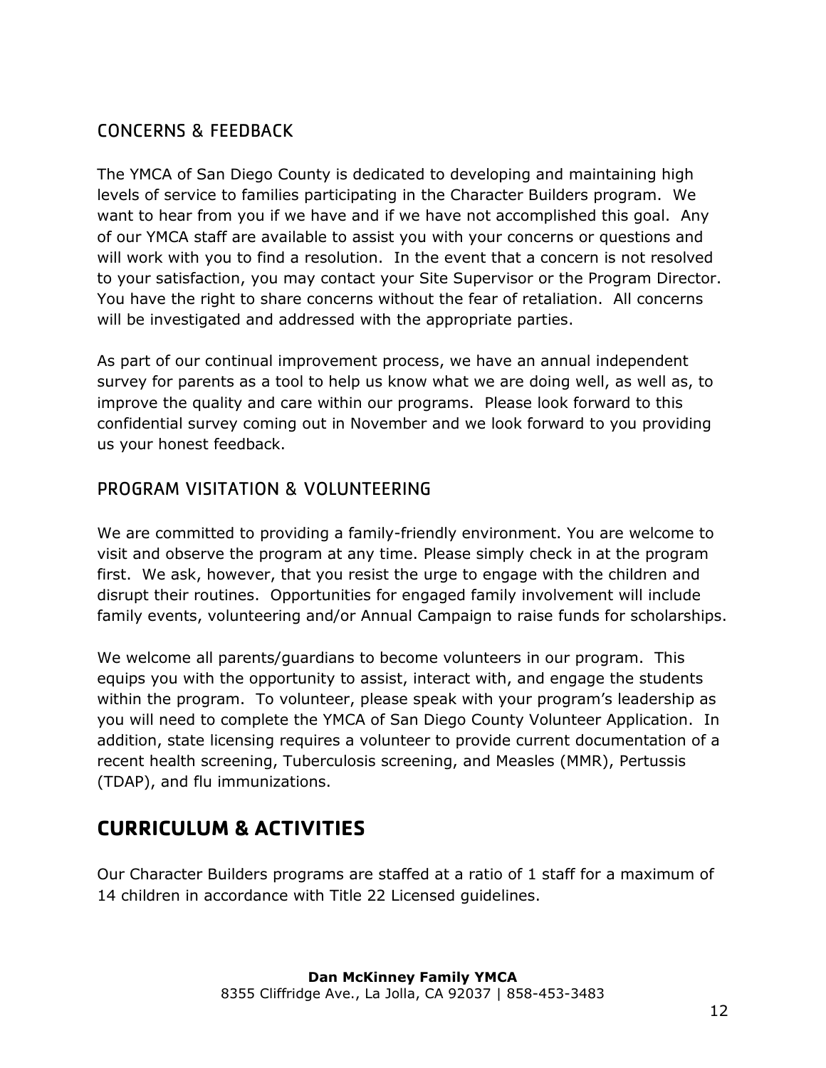## CONCERNS & FEEDBACK

The YMCA of San Diego County is dedicated to developing and maintaining high levels of service to families participating in the Character Builders program. We want to hear from you if we have and if we have not accomplished this goal. Any of our YMCA staff are available to assist you with your concerns or questions and will work with you to find a resolution. In the event that a concern is not resolved to your satisfaction, you may contact your Site Supervisor or the Program Director. You have the right to share concerns without the fear of retaliation. All concerns will be investigated and addressed with the appropriate parties.

As part of our continual improvement process, we have an annual independent survey for parents as a tool to help us know what we are doing well, as well as, to improve the quality and care within our programs. Please look forward to this confidential survey coming out in November and we look forward to you providing us your honest feedback.

## PROGRAM VISITATION & VOLUNTEERING

We are committed to providing a family-friendly environment. You are welcome to visit and observe the program at any time. Please simply check in at the program first. We ask, however, that you resist the urge to engage with the children and disrupt their routines. Opportunities for engaged family involvement will include family events, volunteering and/or Annual Campaign to raise funds for scholarships.

We welcome all parents/guardians to become volunteers in our program. This equips you with the opportunity to assist, interact with, and engage the students within the program. To volunteer, please speak with your program's leadership as you will need to complete the YMCA of San Diego County Volunteer Application. In addition, state licensing requires a volunteer to provide current documentation of a recent health screening, Tuberculosis screening, and Measles (MMR), Pertussis (TDAP), and flu immunizations.

# CURRICULUM & ACTIVITIES

Our Character Builders programs are staffed at a ratio of 1 staff for a maximum of 14 children in accordance with Title 22 Licensed guidelines.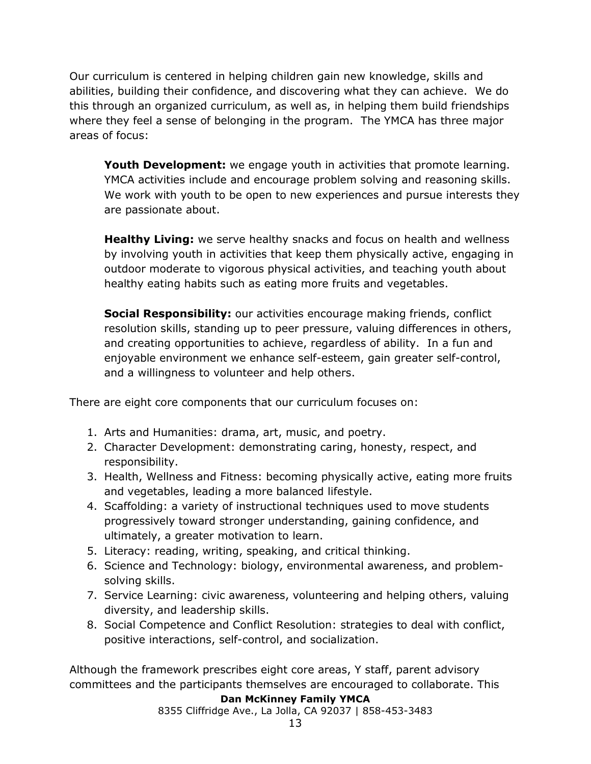Our curriculum is centered in helping children gain new knowledge, skills and abilities, building their confidence, and discovering what they can achieve. We do this through an organized curriculum, as well as, in helping them build friendships where they feel a sense of belonging in the program. The YMCA has three major areas of focus:

**Youth Development:** we engage youth in activities that promote learning. YMCA activities include and encourage problem solving and reasoning skills. We work with youth to be open to new experiences and pursue interests they are passionate about.

**Healthy Living:** we serve healthy snacks and focus on health and wellness by involving youth in activities that keep them physically active, engaging in outdoor moderate to vigorous physical activities, and teaching youth about healthy eating habits such as eating more fruits and vegetables.

**Social Responsibility:** our activities encourage making friends, conflict resolution skills, standing up to peer pressure, valuing differences in others, and creating opportunities to achieve, regardless of ability. In a fun and enjoyable environment we enhance self-esteem, gain greater self-control, and a willingness to volunteer and help others.

There are eight core components that our curriculum focuses on:

1. Arts and Humanities: drama, art, music, and poetry.
2. Character Development: demonstrating caring, honesty, respect, and responsibility.
3. Health, Wellness and Fitness: becoming physically active, eating more fruits and vegetables, leading a more balanced lifestyle.
4. Scaffolding: a variety of instructional techniques used to move students progressively toward stronger understanding, gaining confidence, and ultimately, a greater motivation to learn.
5. Literacy: reading, writing, speaking, and critical thinking.
6. Science and Technology: biology, environmental awareness, and problem-solving skills.
7. Service Learning: civic awareness, volunteering and helping others, valuing diversity, and leadership skills.
8. Social Competence and Conflict Resolution: strategies to deal with conflict, positive interactions, self-control, and socialization.

Although the framework prescribes eight core areas, Y staff, parent advisory committees and the participants themselves are encouraged to collaborate. This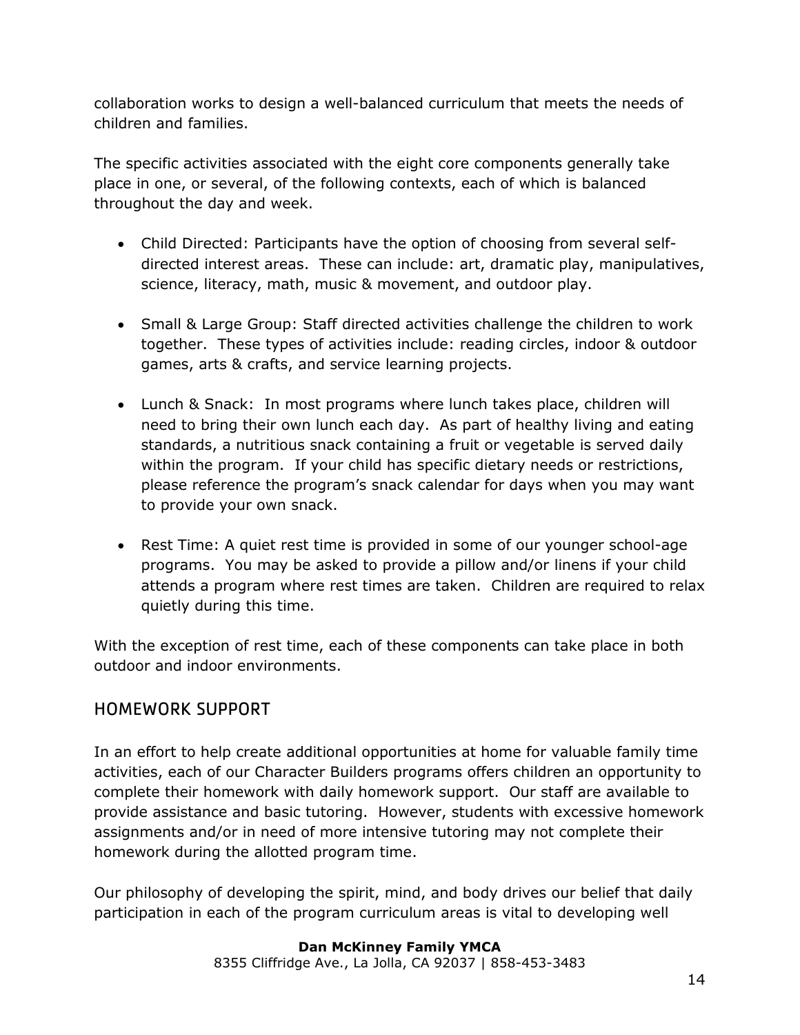collaboration works to design a well-balanced curriculum that meets the needs of children and families.

The specific activities associated with the eight core components generally take place in one, or several, of the following contexts, each of which is balanced throughout the day and week.

- Child Directed: Participants have the option of choosing from several self-directed interest areas. These can include: art, dramatic play, manipulatives, science, literacy, math, music & movement, and outdoor play.
- Small & Large Group: Staff directed activities challenge the children to work together. These types of activities include: reading circles, indoor & outdoor games, arts & crafts, and service learning projects.
- Lunch & Snack: In most programs where lunch takes place, children will need to bring their own lunch each day. As part of healthy living and eating standards, a nutritious snack containing a fruit or vegetable is served daily within the program. If your child has specific dietary needs or restrictions, please reference the program's snack calendar for days when you may want to provide your own snack.
- Rest Time: A quiet rest time is provided in some of our younger school-age programs. You may be asked to provide a pillow and/or linens if your child attends a program where rest times are taken. Children are required to relax quietly during this time.

With the exception of rest time, each of these components can take place in both outdoor and indoor environments.

## HOMEWORK SUPPORT

In an effort to help create additional opportunities at home for valuable family time activities, each of our Character Builders programs offers children an opportunity to complete their homework with daily homework support. Our staff are available to provide assistance and basic tutoring. However, students with excessive homework assignments and/or in need of more intensive tutoring may not complete their homework during the allotted program time.

Our philosophy of developing the spirit, mind, and body drives our belief that daily participation in each of the program curriculum areas is vital to developing well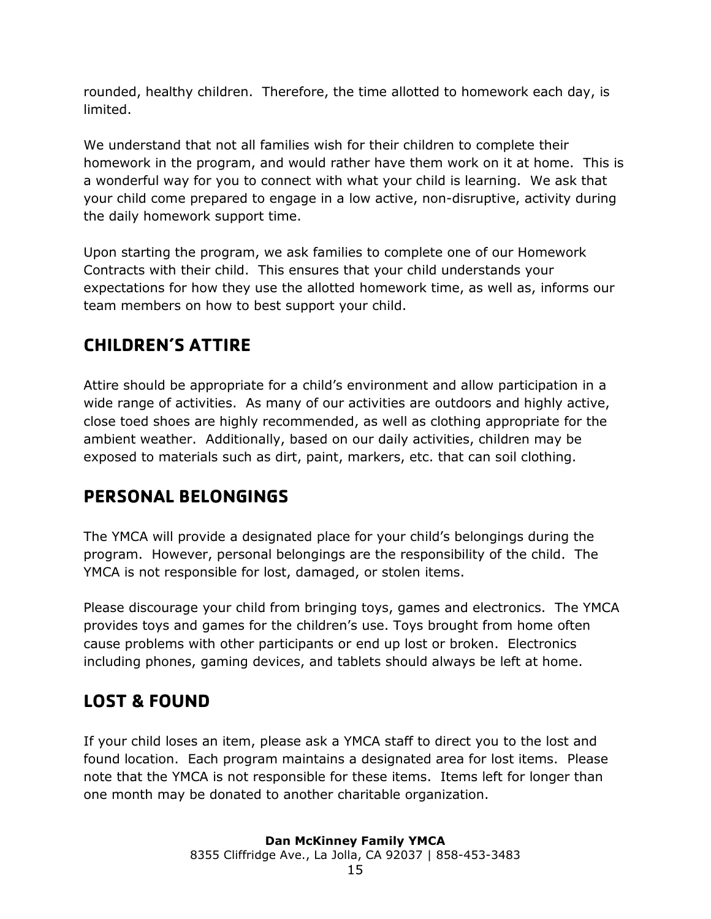rounded, healthy children. Therefore, the time allotted to homework each day, is limited.

We understand that not all families wish for their children to complete their homework in the program, and would rather have them work on it at home. This is a wonderful way for you to connect with what your child is learning. We ask that your child come prepared to engage in a low active, non-disruptive, activity during the daily homework support time.

Upon starting the program, we ask families to complete one of our Homework Contracts with their child. This ensures that your child understands your expectations for how they use the allotted homework time, as well as, informs our team members on how to best support your child.

## CHILDREN'S ATTIRE

Attire should be appropriate for a child's environment and allow participation in a wide range of activities. As many of our activities are outdoors and highly active, close toed shoes are highly recommended, as well as clothing appropriate for the ambient weather. Additionally, based on our daily activities, children may be exposed to materials such as dirt, paint, markers, etc. that can soil clothing.

## PERSONAL BELONGINGS

The YMCA will provide a designated place for your child's belongings during the program. However, personal belongings are the responsibility of the child. The YMCA is not responsible for lost, damaged, or stolen items.

Please discourage your child from bringing toys, games and electronics. The YMCA provides toys and games for the children's use. Toys brought from home often cause problems with other participants or end up lost or broken. Electronics including phones, gaming devices, and tablets should always be left at home.

## LOST & FOUND

If your child loses an item, please ask a YMCA staff to direct you to the lost and found location. Each program maintains a designated area for lost items. Please note that the YMCA is not responsible for these items. Items left for longer than one month may be donated to another charitable organization.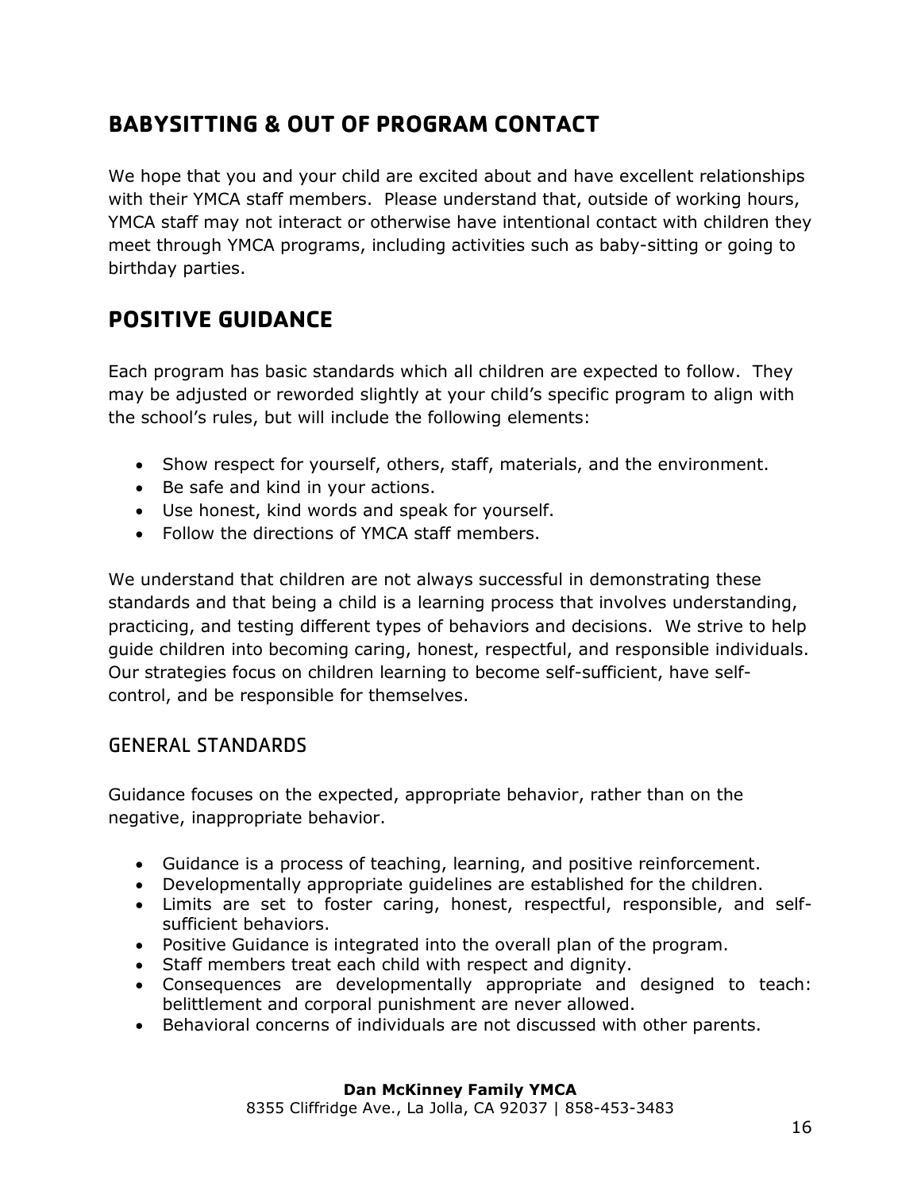## BABYSITTING & OUT OF PROGRAM CONTACT

We hope that you and your child are excited about and have excellent relationships with their YMCA staff members. Please understand that, outside of working hours, YMCA staff may not interact or otherwise have intentional contact with children they meet through YMCA programs, including activities such as baby-sitting or going to birthday parties.

## POSITIVE GUIDANCE

Each program has basic standards which all children are expected to follow. They may be adjusted or reworded slightly at your child's specific program to align with the school's rules, but will include the following elements:

- Show respect for yourself, others, staff, materials, and the environment.
- Be safe and kind in your actions.
- Use honest, kind words and speak for yourself.
- Follow the directions of YMCA staff members.

We understand that children are not always successful in demonstrating these standards and that being a child is a learning process that involves understanding, practicing, and testing different types of behaviors and decisions. We strive to help guide children into becoming caring, honest, respectful, and responsible individuals. Our strategies focus on children learning to become self-sufficient, have self-control, and be responsible for themselves.

### GENERAL STANDARDS

Guidance focuses on the expected, appropriate behavior, rather than on the negative, inappropriate behavior.

- Guidance is a process of teaching, learning, and positive reinforcement.
- Developmentally appropriate guidelines are established for the children.
- Limits are set to foster caring, honest, respectful, responsible, and self-sufficient behaviors.
- Positive Guidance is integrated into the overall plan of the program.
- Staff members treat each child with respect and dignity.
- Consequences are developmentally appropriate and designed to teach: belittlement and corporal punishment are never allowed.
- Behavioral concerns of individuals are not discussed with other parents.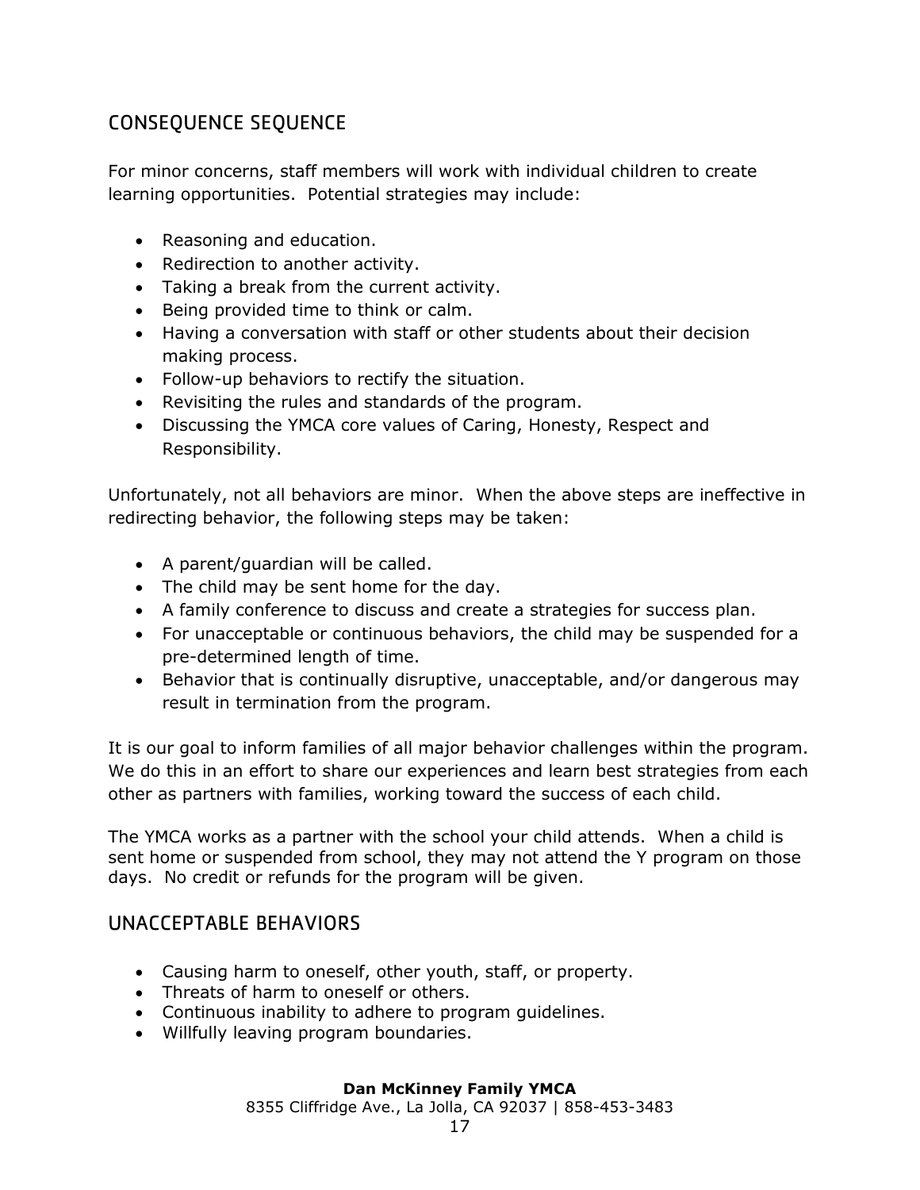## CONSEQUENCE SEQUENCE

For minor concerns, staff members will work with individual children to create learning opportunities. Potential strategies may include:

- Reasoning and education.
- Redirection to another activity.
- Taking a break from the current activity.
- Being provided time to think or calm.
- Having a conversation with staff or other students about their decision making process.
- Follow-up behaviors to rectify the situation.
- Revisiting the rules and standards of the program.
- Discussing the YMCA core values of Caring, Honesty, Respect and Responsibility.

Unfortunately, not all behaviors are minor. When the above steps are ineffective in redirecting behavior, the following steps may be taken:

- A parent/guardian will be called.
- The child may be sent home for the day.
- A family conference to discuss and create a strategies for success plan.
- For unacceptable or continuous behaviors, the child may be suspended for a pre-determined length of time.
- Behavior that is continually disruptive, unacceptable, and/or dangerous may result in termination from the program.

It is our goal to inform families of all major behavior challenges within the program. We do this in an effort to share our experiences and learn best strategies from each other as partners with families, working toward the success of each child.

The YMCA works as a partner with the school your child attends. When a child is sent home or suspended from school, they may not attend the Y program on those days. No credit or refunds for the program will be given.

## UNACCEPTABLE BEHAVIORS

- Causing harm to oneself, other youth, staff, or property.
- Threats of harm to oneself or others.
- Continuous inability to adhere to program guidelines.
- Willfully leaving program boundaries.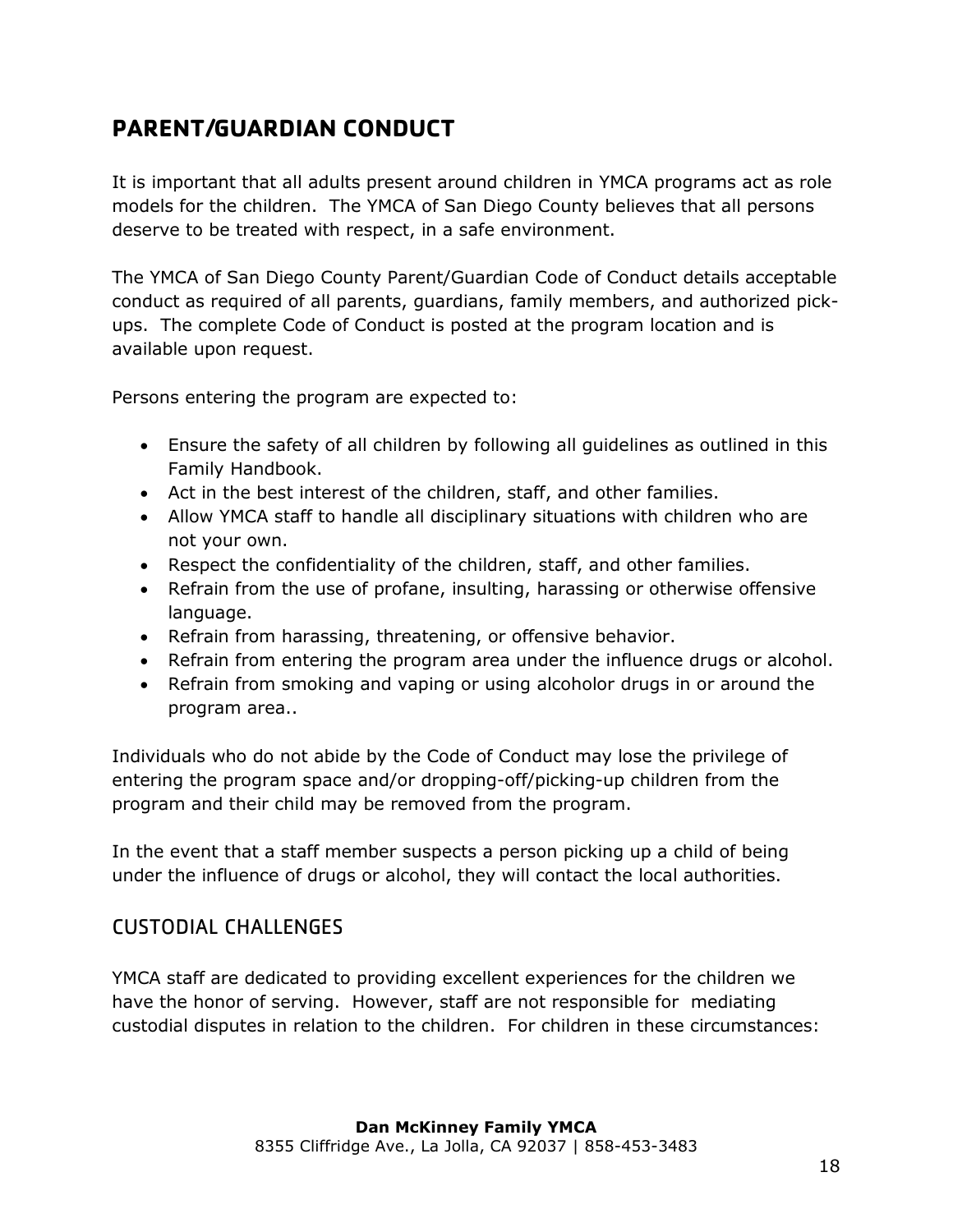## PARENT/GUARDIAN CONDUCT

It is important that all adults present around children in YMCA programs act as role models for the children. The YMCA of San Diego County believes that all persons deserve to be treated with respect, in a safe environment.

The YMCA of San Diego County Parent/Guardian Code of Conduct details acceptable conduct as required of all parents, guardians, family members, and authorized pick-ups. The complete Code of Conduct is posted at the program location and is available upon request.

Persons entering the program are expected to:

- Ensure the safety of all children by following all guidelines as outlined in this Family Handbook.
- Act in the best interest of the children, staff, and other families.
- Allow YMCA staff to handle all disciplinary situations with children who are not your own.
- Respect the confidentiality of the children, staff, and other families.
- Refrain from the use of profane, insulting, harassing or otherwise offensive language.
- Refrain from harassing, threatening, or offensive behavior.
- Refrain from entering the program area under the influence drugs or alcohol.
- Refrain from smoking and vaping or using alcoholor drugs in or around the program area..

Individuals who do not abide by the Code of Conduct may lose the privilege of entering the program space and/or dropping-off/picking-up children from the program and their child may be removed from the program.

In the event that a staff member suspects a person picking up a child of being under the influence of drugs or alcohol, they will contact the local authorities.

### CUSTODIAL CHALLENGES

YMCA staff are dedicated to providing excellent experiences for the children we have the honor of serving. However, staff are not responsible for mediating custodial disputes in relation to the children. For children in these circumstances: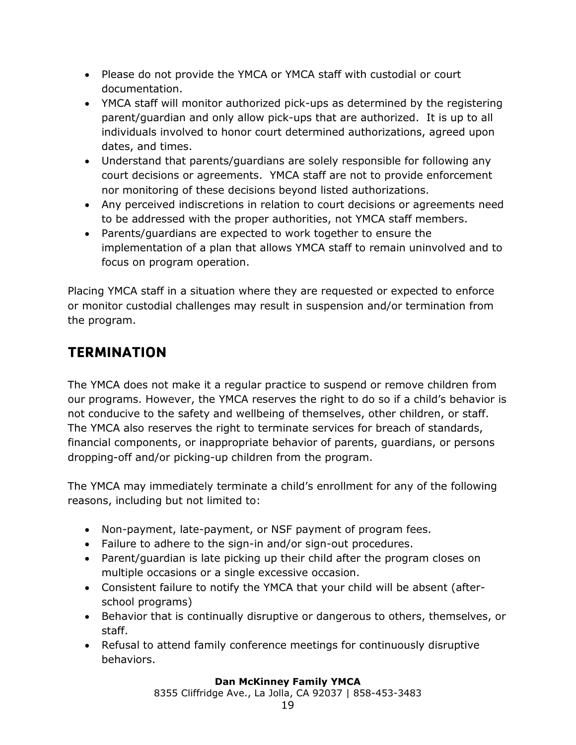- Please do not provide the YMCA or YMCA staff with custodial or court documentation.
- YMCA staff will monitor authorized pick-ups as determined by the registering parent/guardian and only allow pick-ups that are authorized. It is up to all individuals involved to honor court determined authorizations, agreed upon dates, and times.
- Understand that parents/guardians are solely responsible for following any court decisions or agreements. YMCA staff are not to provide enforcement nor monitoring of these decisions beyond listed authorizations.
- Any perceived indiscretions in relation to court decisions or agreements need to be addressed with the proper authorities, not YMCA staff members.
- Parents/guardians are expected to work together to ensure the implementation of a plan that allows YMCA staff to remain uninvolved and to focus on program operation.

Placing YMCA staff in a situation where they are requested or expected to enforce or monitor custodial challenges may result in suspension and/or termination from the program.

## TERMINATION

The YMCA does not make it a regular practice to suspend or remove children from our programs. However, the YMCA reserves the right to do so if a child's behavior is not conducive to the safety and wellbeing of themselves, other children, or staff. The YMCA also reserves the right to terminate services for breach of standards, financial components, or inappropriate behavior of parents, guardians, or persons dropping-off and/or picking-up children from the program.

The YMCA may immediately terminate a child's enrollment for any of the following reasons, including but not limited to:

- Non-payment, late-payment, or NSF payment of program fees.
- Failure to adhere to the sign-in and/or sign-out procedures.
- Parent/guardian is late picking up their child after the program closes on multiple occasions or a single excessive occasion.
- Consistent failure to notify the YMCA that your child will be absent (after-school programs)
- Behavior that is continually disruptive or dangerous to others, themselves, or staff.
- Refusal to attend family conference meetings for continuously disruptive behaviors.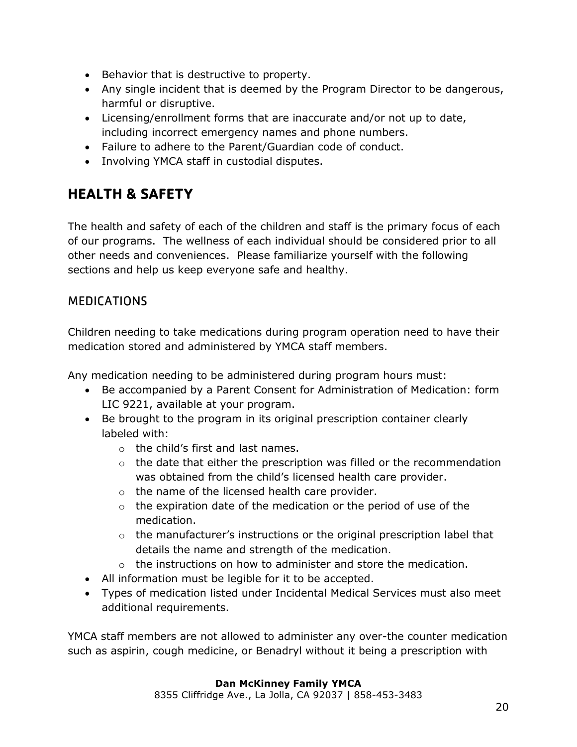- Behavior that is destructive to property.
- Any single incident that is deemed by the Program Director to be dangerous, harmful or disruptive.
- Licensing/enrollment forms that are inaccurate and/or not up to date, including incorrect emergency names and phone numbers.
- Failure to adhere to the Parent/Guardian code of conduct.
- Involving YMCA staff in custodial disputes.

## HEALTH & SAFETY

The health and safety of each of the children and staff is the primary focus of each of our programs. The wellness of each individual should be considered prior to all other needs and conveniences. Please familiarize yourself with the following sections and help us keep everyone safe and healthy.

### MEDICATIONS

Children needing to take medications during program operation need to have their medication stored and administered by YMCA staff members.

Any medication needing to be administered during program hours must:

- Be accompanied by a Parent Consent for Administration of Medication: form LIC 9221, available at your program.
- Be brought to the program in its original prescription container clearly labeled with:
  - the child's first and last names.
  - the date that either the prescription was filled or the recommendation was obtained from the child's licensed health care provider.
  - the name of the licensed health care provider.
  - the expiration date of the medication or the period of use of the medication.
  - the manufacturer's instructions or the original prescription label that details the name and strength of the medication.
  - the instructions on how to administer and store the medication.
- All information must be legible for it to be accepted.
- Types of medication listed under Incidental Medical Services must also meet additional requirements.

YMCA staff members are not allowed to administer any over-the counter medication such as aspirin, cough medicine, or Benadryl without it being a prescription with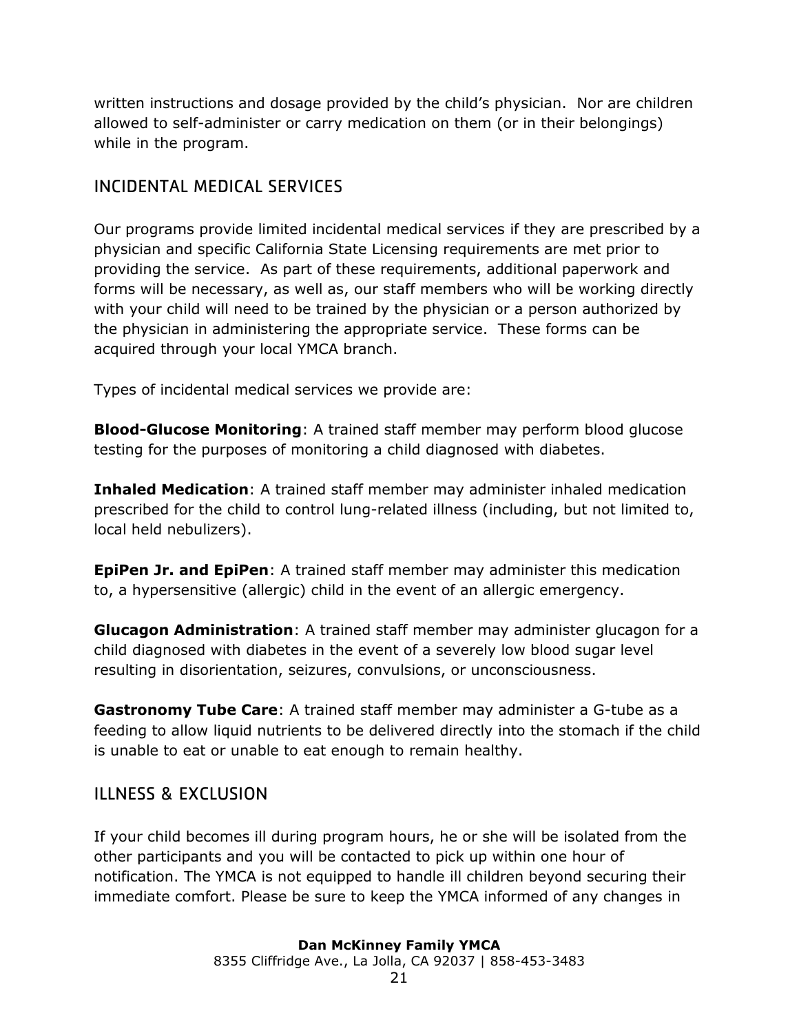written instructions and dosage provided by the child's physician.  Nor are children allowed to self-administer or carry medication on them (or in their belongings) while in the program.

## INCIDENTAL MEDICAL SERVICES

Our programs provide limited incidental medical services if they are prescribed by a physician and specific California State Licensing requirements are met prior to providing the service.  As part of these requirements, additional paperwork and forms will be necessary, as well as, our staff members who will be working directly with your child will need to be trained by the physician or a person authorized by the physician in administering the appropriate service.  These forms can be acquired through your local YMCA branch.

Types of incidental medical services we provide are:

**Blood-Glucose Monitoring**: A trained staff member may perform blood glucose testing for the purposes of monitoring a child diagnosed with diabetes.

**Inhaled Medication**: A trained staff member may administer inhaled medication prescribed for the child to control lung-related illness (including, but not limited to, local held nebulizers).

**EpiPen Jr. and EpiPen**: A trained staff member may administer this medication to, a hypersensitive (allergic) child in the event of an allergic emergency.

**Glucagon Administration**: A trained staff member may administer glucagon for a child diagnosed with diabetes in the event of a severely low blood sugar level resulting in disorientation, seizures, convulsions, or unconsciousness.

**Gastronomy Tube Care**: A trained staff member may administer a G-tube as a feeding to allow liquid nutrients to be delivered directly into the stomach if the child is unable to eat or unable to eat enough to remain healthy.

## ILLNESS & EXCLUSION

If your child becomes ill during program hours, he or she will be isolated from the other participants and you will be contacted to pick up within one hour of notification. The YMCA is not equipped to handle ill children beyond securing their immediate comfort. Please be sure to keep the YMCA informed of any changes in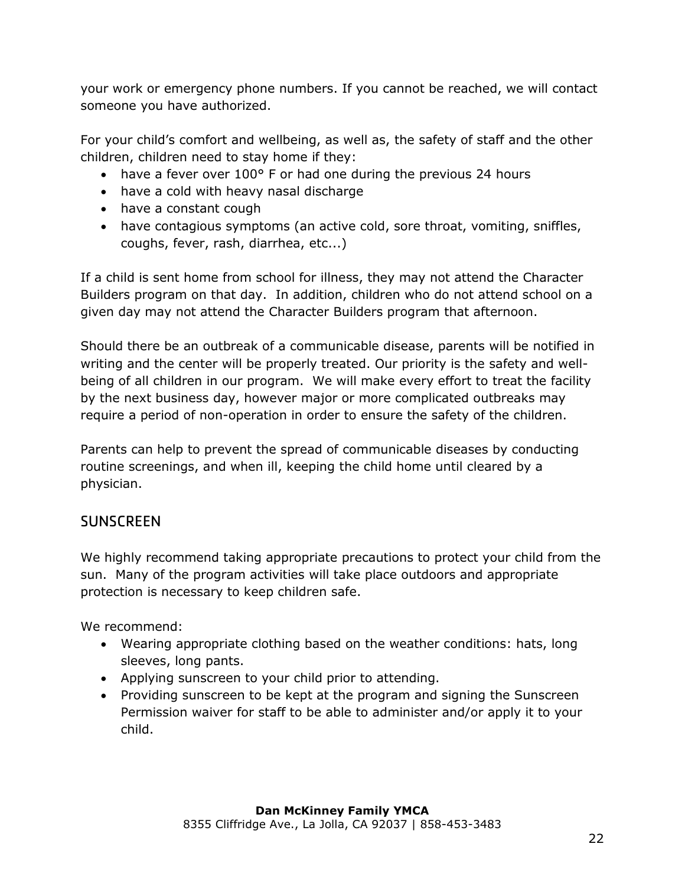your work or emergency phone numbers. If you cannot be reached, we will contact someone you have authorized.

For your child's comfort and wellbeing, as well as, the safety of staff and the other children, children need to stay home if they:

- have a fever over 100° F or had one during the previous 24 hours
- have a cold with heavy nasal discharge
- have a constant cough
- have contagious symptoms (an active cold, sore throat, vomiting, sniffles, coughs, fever, rash, diarrhea, etc...)

If a child is sent home from school for illness, they may not attend the Character Builders program on that day. In addition, children who do not attend school on a given day may not attend the Character Builders program that afternoon.

Should there be an outbreak of a communicable disease, parents will be notified in writing and the center will be properly treated. Our priority is the safety and well-being of all children in our program. We will make every effort to treat the facility by the next business day, however major or more complicated outbreaks may require a period of non-operation in order to ensure the safety of the children.

Parents can help to prevent the spread of communicable diseases by conducting routine screenings, and when ill, keeping the child home until cleared by a physician.

## SUNSCREEN

We highly recommend taking appropriate precautions to protect your child from the sun. Many of the program activities will take place outdoors and appropriate protection is necessary to keep children safe.

We recommend:

- Wearing appropriate clothing based on the weather conditions: hats, long sleeves, long pants.
- Applying sunscreen to your child prior to attending.
- Providing sunscreen to be kept at the program and signing the Sunscreen Permission waiver for staff to be able to administer and/or apply it to your child.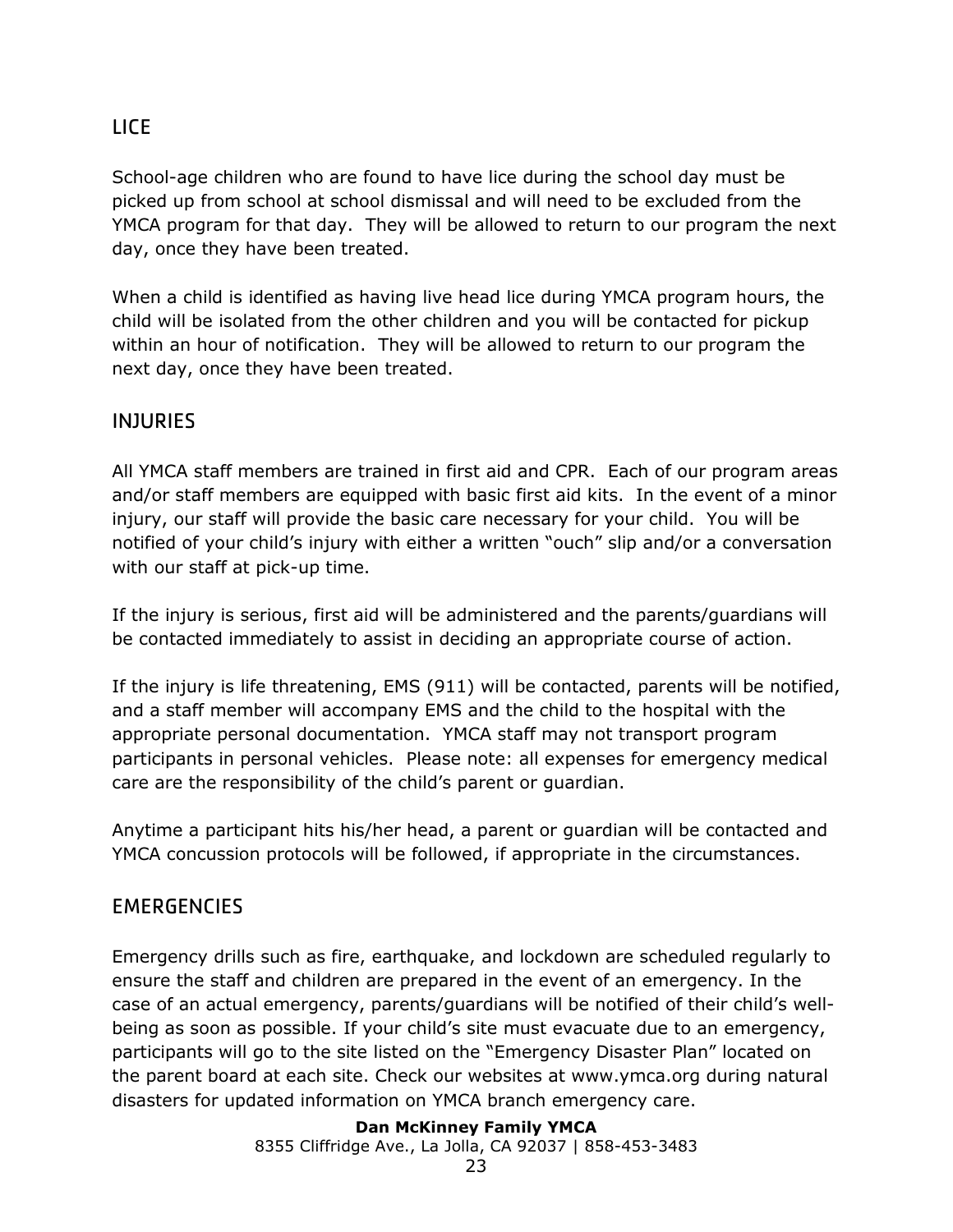## LICE

School-age children who are found to have lice during the school day must be picked up from school at school dismissal and will need to be excluded from the YMCA program for that day. They will be allowed to return to our program the next day, once they have been treated.

When a child is identified as having live head lice during YMCA program hours, the child will be isolated from the other children and you will be contacted for pickup within an hour of notification. They will be allowed to return to our program the next day, once they have been treated.

## INJURIES

All YMCA staff members are trained in first aid and CPR. Each of our program areas and/or staff members are equipped with basic first aid kits. In the event of a minor injury, our staff will provide the basic care necessary for your child. You will be notified of your child's injury with either a written "ouch" slip and/or a conversation with our staff at pick-up time.

If the injury is serious, first aid will be administered and the parents/guardians will be contacted immediately to assist in deciding an appropriate course of action.

If the injury is life threatening, EMS (911) will be contacted, parents will be notified, and a staff member will accompany EMS and the child to the hospital with the appropriate personal documentation. YMCA staff may not transport program participants in personal vehicles. Please note: all expenses for emergency medical care are the responsibility of the child's parent or guardian.

Anytime a participant hits his/her head, a parent or guardian will be contacted and YMCA concussion protocols will be followed, if appropriate in the circumstances.

## EMERGENCIES

Emergency drills such as fire, earthquake, and lockdown are scheduled regularly to ensure the staff and children are prepared in the event of an emergency. In the case of an actual emergency, parents/guardians will be notified of their child's well-being as soon as possible. If your child's site must evacuate due to an emergency, participants will go to the site listed on the "Emergency Disaster Plan" located on the parent board at each site. Check our websites at www.ymca.org during natural disasters for updated information on YMCA branch emergency care.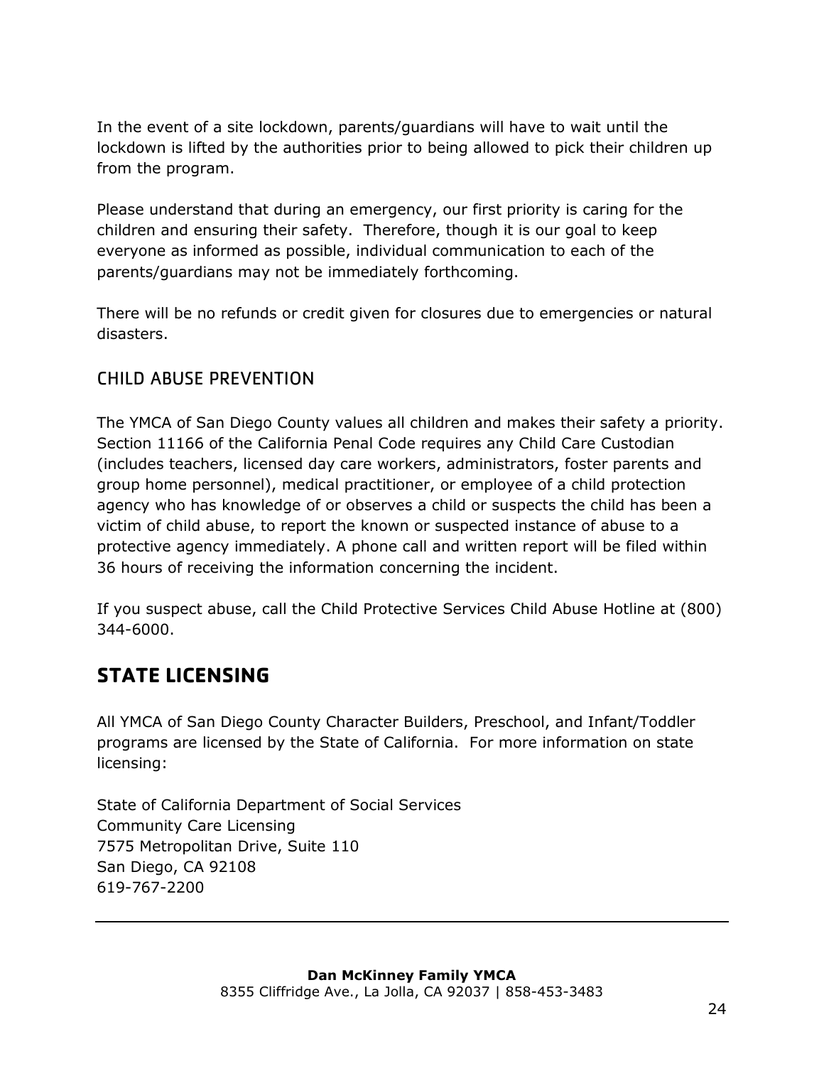In the event of a site lockdown, parents/guardians will have to wait until the lockdown is lifted by the authorities prior to being allowed to pick their children up from the program.

Please understand that during an emergency, our first priority is caring for the children and ensuring their safety. Therefore, though it is our goal to keep everyone as informed as possible, individual communication to each of the parents/guardians may not be immediately forthcoming.

There will be no refunds or credit given for closures due to emergencies or natural disasters.

### CHILD ABUSE PREVENTION

The YMCA of San Diego County values all children and makes their safety a priority. Section 11166 of the California Penal Code requires any Child Care Custodian (includes teachers, licensed day care workers, administrators, foster parents and group home personnel), medical practitioner, or employee of a child protection agency who has knowledge of or observes a child or suspects the child has been a victim of child abuse, to report the known or suspected instance of abuse to a protective agency immediately. A phone call and written report will be filed within 36 hours of receiving the information concerning the incident.

If you suspect abuse, call the Child Protective Services Child Abuse Hotline at (800) 344-6000.

## STATE LICENSING

All YMCA of San Diego County Character Builders, Preschool, and Infant/Toddler programs are licensed by the State of California. For more information on state licensing:

State of California Department of Social Services
Community Care Licensing
7575 Metropolitan Drive, Suite 110
San Diego, CA 92108
619-767-2200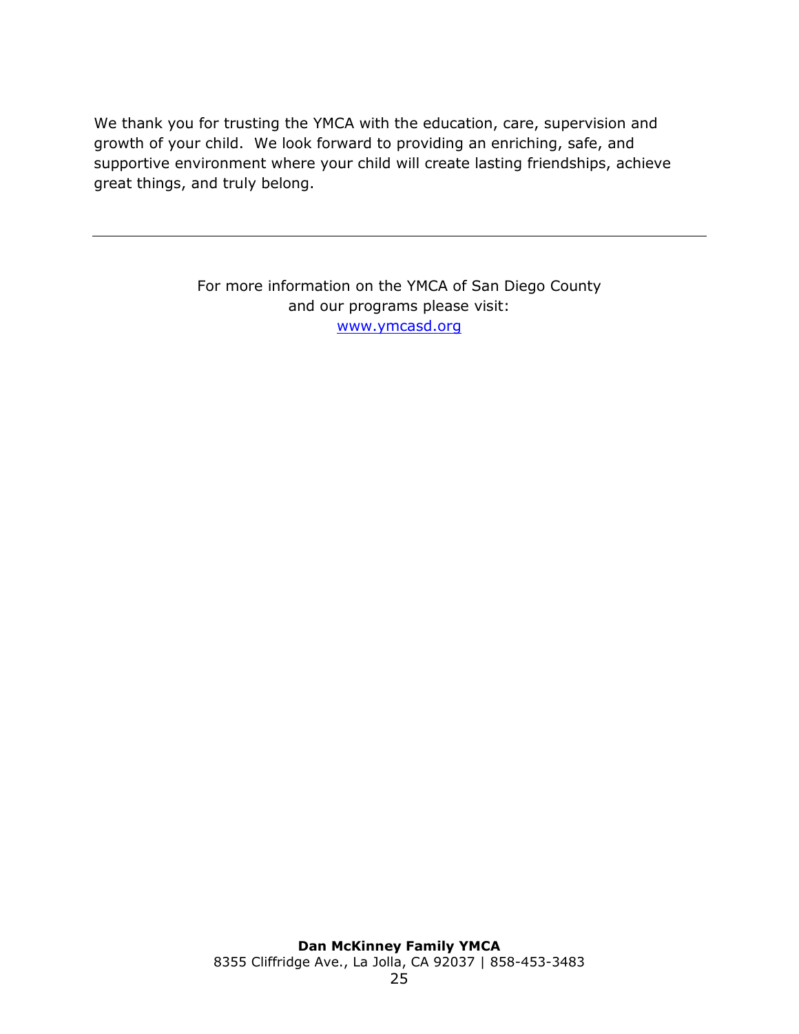We thank you for trusting the YMCA with the education, care, supervision and growth of your child. We look forward to providing an enriching, safe, and supportive environment where your child will create lasting friendships, achieve great things, and truly belong.

---

For more information on the YMCA of San Diego County
and our programs please visit:
[www.ymcasd.org](http://www.ymcasd.org)